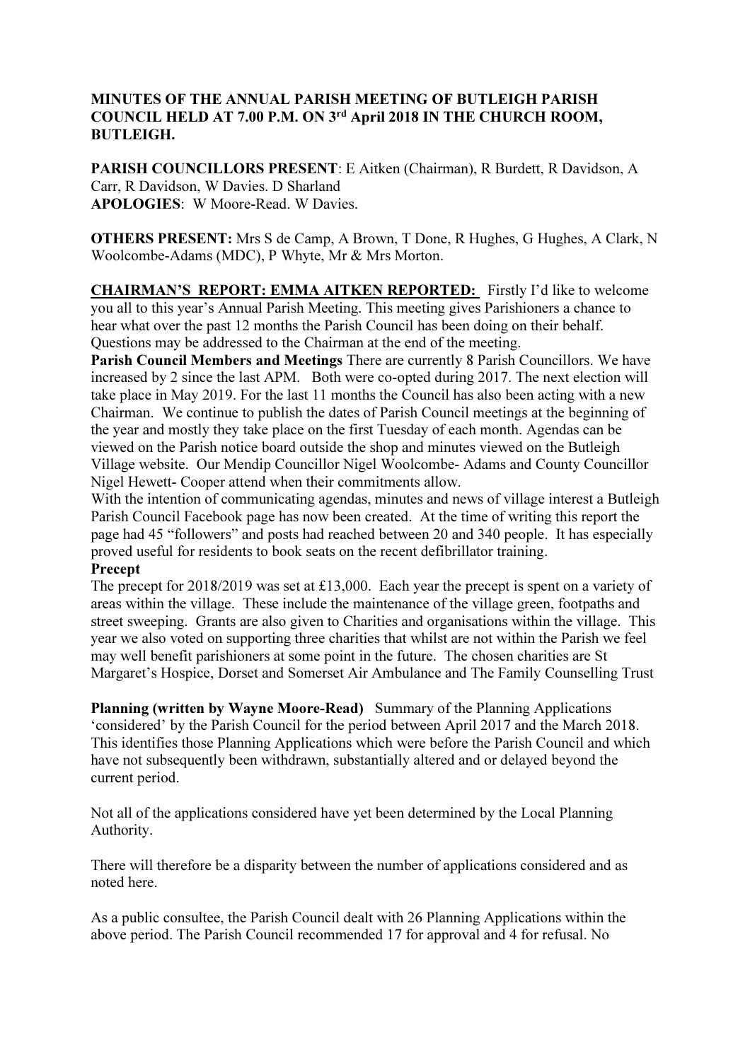**MINUTES OF THE ANNUAL PARISH MEETING OF BUTLEIGH PARISH COUNCIL HELD AT 7.00 P.M. ON 3rd April 2018 IN THE CHURCH ROOM, BUTLEIGH.**

**PARISH COUNCILLORS PRESENT**: E Aitken (Chairman), R Burdett, R Davidson, A Carr, R Davidson, W Davies. D Sharland
**APOLOGIES**: W Moore-Read. W Davies.

**OTHERS PRESENT:** Mrs S de Camp, A Brown, T Done, R Hughes, G Hughes, A Clark, N Woolcombe-Adams (MDC), P Whyte, Mr & Mrs Morton.

**CHAIRMAN'S REPORT: EMMA AITKEN REPORTED:** Firstly I'd like to welcome you all to this year's Annual Parish Meeting. This meeting gives Parishioners a chance to hear what over the past 12 months the Parish Council has been doing on their behalf. Questions may be addressed to the Chairman at the end of the meeting.

**Parish Council Members and Meetings** There are currently 8 Parish Councillors. We have increased by 2 since the last APM. Both were co-opted during 2017. The next election will take place in May 2019. For the last 11 months the Council has also been acting with a new Chairman. We continue to publish the dates of Parish Council meetings at the beginning of the year and mostly they take place on the first Tuesday of each month. Agendas can be viewed on the Parish notice board outside the shop and minutes viewed on the Butleigh Village website. Our Mendip Councillor Nigel Woolcombe- Adams and County Councillor Nigel Hewett- Cooper attend when their commitments allow.

With the intention of communicating agendas, minutes and news of village interest a Butleigh Parish Council Facebook page has now been created. At the time of writing this report the page had 45 "followers" and posts had reached between 20 and 340 people. It has especially proved useful for residents to book seats on the recent defibrillator training.

**Precept**

The precept for 2018/2019 was set at £13,000. Each year the precept is spent on a variety of areas within the village. These include the maintenance of the village green, footpaths and street sweeping. Grants are also given to Charities and organisations within the village. This year we also voted on supporting three charities that whilst are not within the Parish we feel may well benefit parishioners at some point in the future. The chosen charities are St Margaret's Hospice, Dorset and Somerset Air Ambulance and The Family Counselling Trust

**Planning (written by Wayne Moore-Read)** Summary of the Planning Applications 'considered' by the Parish Council for the period between April 2017 and the March 2018. This identifies those Planning Applications which were before the Parish Council and which have not subsequently been withdrawn, substantially altered and or delayed beyond the current period.

Not all of the applications considered have yet been determined by the Local Planning Authority.

There will therefore be a disparity between the number of applications considered and as noted here.

As a public consultee, the Parish Council dealt with 26 Planning Applications within the above period. The Parish Council recommended 17 for approval and 4 for refusal. No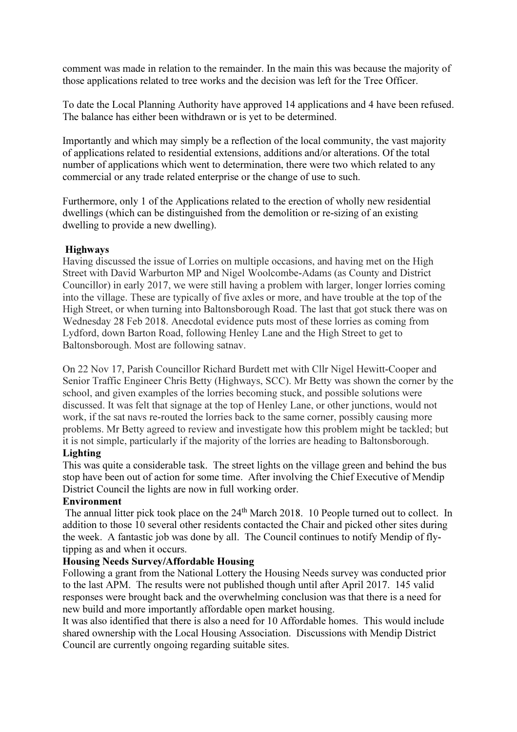comment was made in relation to the remainder. In the main this was because the majority of those applications related to tree works and the decision was left for the Tree Officer.

To date the Local Planning Authority have approved 14 applications and 4 have been refused. The balance has either been withdrawn or is yet to be determined.

Importantly and which may simply be a reflection of the local community, the vast majority of applications related to residential extensions, additions and/or alterations. Of the total number of applications which went to determination, there were two which related to any commercial or any trade related enterprise or the change of use to such.

Furthermore, only 1 of the Applications related to the erection of wholly new residential dwellings (which can be distinguished from the demolition or re-sizing of an existing dwelling to provide a new dwelling).

**Highways**

Having discussed the issue of Lorries on multiple occasions, and having met on the High Street with David Warburton MP and Nigel Woolcombe-Adams (as County and District Councillor) in early 2017, we were still having a problem with larger, longer lorries coming into the village. These are typically of five axles or more, and have trouble at the top of the High Street, or when turning into Baltonsborough Road. The last that got stuck there was on Wednesday 28 Feb 2018. Anecdotal evidence puts most of these lorries as coming from Lydford, down Barton Road, following Henley Lane and the High Street to get to Baltonsborough. Most are following satnav.

On 22 Nov 17, Parish Councillor Richard Burdett met with Cllr Nigel Hewitt-Cooper and Senior Traffic Engineer Chris Betty (Highways, SCC). Mr Betty was shown the corner by the school, and given examples of the lorries becoming stuck, and possible solutions were discussed. It was felt that signage at the top of Henley Lane, or other junctions, would not work, if the sat navs re-routed the lorries back to the same corner, possibly causing more problems. Mr Betty agreed to review and investigate how this problem might be tackled; but it is not simple, particularly if the majority of the lorries are heading to Baltonsborough.

**Lighting**

This was quite a considerable task. The street lights on the village green and behind the bus stop have been out of action for some time. After involving the Chief Executive of Mendip District Council the lights are now in full working order.

**Environment**

The annual litter pick took place on the 24th March 2018. 10 People turned out to collect. In addition to those 10 several other residents contacted the Chair and picked other sites during the week. A fantastic job was done by all. The Council continues to notify Mendip of fly-tipping as and when it occurs.

**Housing Needs Survey/Affordable Housing**

Following a grant from the National Lottery the Housing Needs survey was conducted prior to the last APM. The results were not published though until after April 2017. 145 valid responses were brought back and the overwhelming conclusion was that there is a need for new build and more importantly affordable open market housing.

It was also identified that there is also a need for 10 Affordable homes. This would include shared ownership with the Local Housing Association. Discussions with Mendip District Council are currently ongoing regarding suitable sites.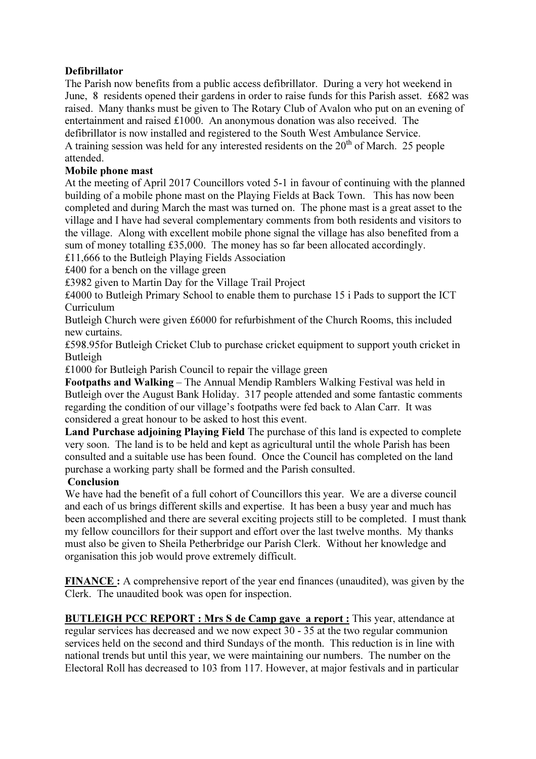**Defibrillator**

The Parish now benefits from a public access defibrillator. During a very hot weekend in June, 8 residents opened their gardens in order to raise funds for this Parish asset. £682 was raised. Many thanks must be given to The Rotary Club of Avalon who put on an evening of entertainment and raised £1000. An anonymous donation was also received. The defibrillator is now installed and registered to the South West Ambulance Service.
A training session was held for any interested residents on the 20th of March. 25 people attended.

**Mobile phone mast**

At the meeting of April 2017 Councillors voted 5-1 in favour of continuing with the planned building of a mobile phone mast on the Playing Fields at Back Town. This has now been completed and during March the mast was turned on. The phone mast is a great asset to the village and I have had several complementary comments from both residents and visitors to the village. Along with excellent mobile phone signal the village has also benefited from a sum of money totalling £35,000. The money has so far been allocated accordingly.
£11,666 to the Butleigh Playing Fields Association
£400 for a bench on the village green
£3982 given to Martin Day for the Village Trail Project
£4000 to Butleigh Primary School to enable them to purchase 15 i Pads to support the ICT Curriculum
Butleigh Church were given £6000 for refurbishment of the Church Rooms, this included new curtains.
£598.95for Butleigh Cricket Club to purchase cricket equipment to support youth cricket in Butleigh
£1000 for Butleigh Parish Council to repair the village green

**Footpaths and Walking** – The Annual Mendip Ramblers Walking Festival was held in Butleigh over the August Bank Holiday. 317 people attended and some fantastic comments regarding the condition of our village's footpaths were fed back to Alan Carr. It was considered a great honour to be asked to host this event.

**Land Purchase adjoining Playing Field** The purchase of this land is expected to complete very soon. The land is to be held and kept as agricultural until the whole Parish has been consulted and a suitable use has been found. Once the Council has completed on the land purchase a working party shall be formed and the Parish consulted.

**Conclusion**

We have had the benefit of a full cohort of Councillors this year. We are a diverse council and each of us brings different skills and expertise. It has been a busy year and much has been accomplished and there are several exciting projects still to be completed. I must thank my fellow councillors for their support and effort over the last twelve months. My thanks must also be given to Sheila Petherbridge our Parish Clerk. Without her knowledge and organisation this job would prove extremely difficult.

**FINANCE :** A comprehensive report of the year end finances (unaudited), was given by the Clerk. The unaudited book was open for inspection.

**BUTLEIGH PCC REPORT : Mrs S de Camp gave a report :** This year, attendance at regular services has decreased and we now expect 30 - 35 at the two regular communion services held on the second and third Sundays of the month. This reduction is in line with national trends but until this year, we were maintaining our numbers. The number on the Electoral Roll has decreased to 103 from 117. However, at major festivals and in particular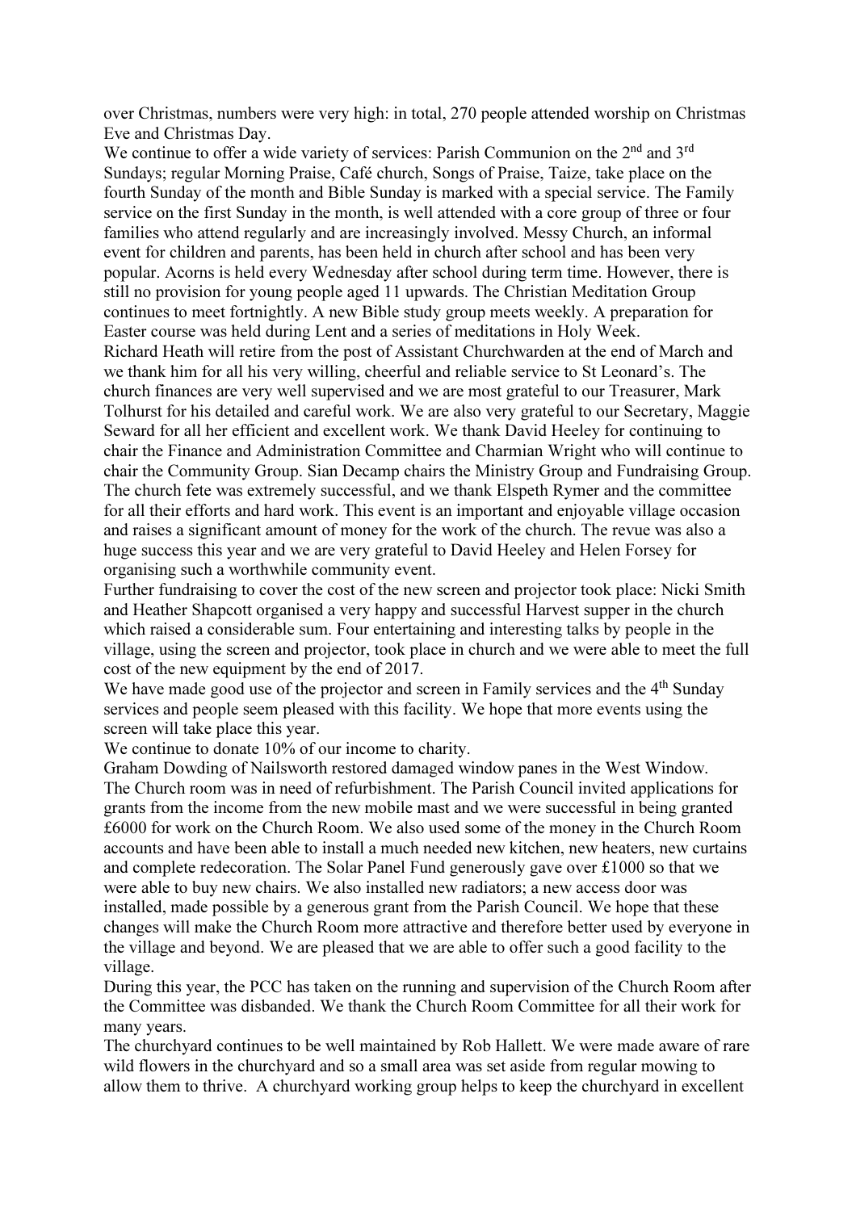over Christmas, numbers were very high: in total, 270 people attended worship on Christmas Eve and Christmas Day.

We continue to offer a wide variety of services: Parish Communion on the 2nd and 3rd Sundays; regular Morning Praise, Café church, Songs of Praise, Taize, take place on the fourth Sunday of the month and Bible Sunday is marked with a special service. The Family service on the first Sunday in the month, is well attended with a core group of three or four families who attend regularly and are increasingly involved. Messy Church, an informal event for children and parents, has been held in church after school and has been very popular. Acorns is held every Wednesday after school during term time. However, there is still no provision for young people aged 11 upwards. The Christian Meditation Group continues to meet fortnightly. A new Bible study group meets weekly. A preparation for Easter course was held during Lent and a series of meditations in Holy Week.

Richard Heath will retire from the post of Assistant Churchwarden at the end of March and we thank him for all his very willing, cheerful and reliable service to St Leonard's. The church finances are very well supervised and we are most grateful to our Treasurer, Mark Tolhurst for his detailed and careful work. We are also very grateful to our Secretary, Maggie Seward for all her efficient and excellent work. We thank David Heeley for continuing to chair the Finance and Administration Committee and Charmian Wright who will continue to chair the Community Group. Sian Decamp chairs the Ministry Group and Fundraising Group. The church fete was extremely successful, and we thank Elspeth Rymer and the committee for all their efforts and hard work. This event is an important and enjoyable village occasion and raises a significant amount of money for the work of the church. The revue was also a huge success this year and we are very grateful to David Heeley and Helen Forsey for organising such a worthwhile community event.

Further fundraising to cover the cost of the new screen and projector took place: Nicki Smith and Heather Shapcott organised a very happy and successful Harvest supper in the church which raised a considerable sum. Four entertaining and interesting talks by people in the village, using the screen and projector, took place in church and we were able to meet the full cost of the new equipment by the end of 2017.

We have made good use of the projector and screen in Family services and the 4th Sunday services and people seem pleased with this facility. We hope that more events using the screen will take place this year.

We continue to donate 10% of our income to charity.

Graham Dowding of Nailsworth restored damaged window panes in the West Window.

The Church room was in need of refurbishment. The Parish Council invited applications for grants from the income from the new mobile mast and we were successful in being granted £6000 for work on the Church Room. We also used some of the money in the Church Room accounts and have been able to install a much needed new kitchen, new heaters, new curtains and complete redecoration. The Solar Panel Fund generously gave over £1000 so that we were able to buy new chairs. We also installed new radiators; a new access door was installed, made possible by a generous grant from the Parish Council. We hope that these changes will make the Church Room more attractive and therefore better used by everyone in the village and beyond. We are pleased that we are able to offer such a good facility to the village.

During this year, the PCC has taken on the running and supervision of the Church Room after the Committee was disbanded. We thank the Church Room Committee for all their work for many years.

The churchyard continues to be well maintained by Rob Hallett. We were made aware of rare wild flowers in the churchyard and so a small area was set aside from regular mowing to allow them to thrive. A churchyard working group helps to keep the churchyard in excellent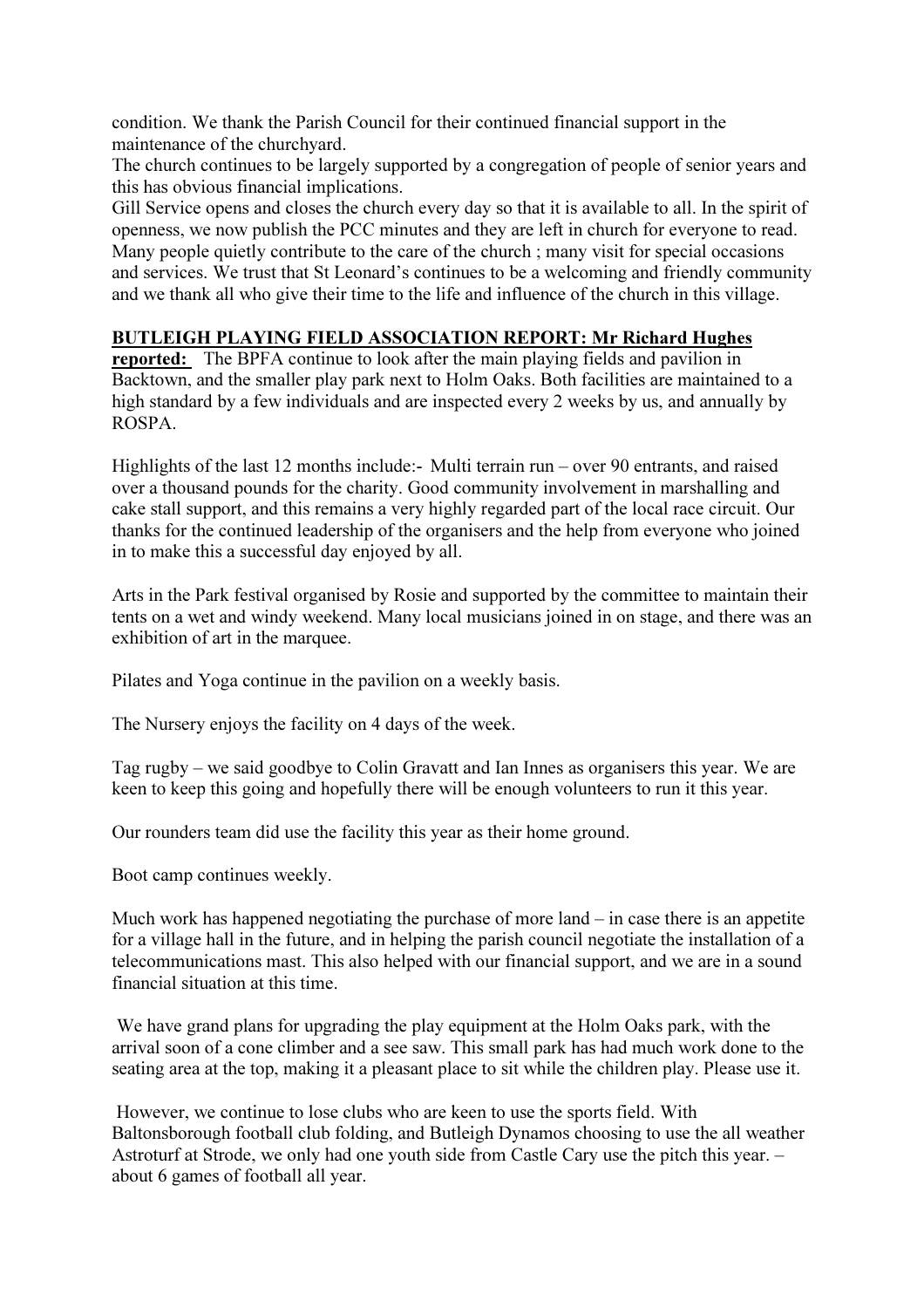condition. We thank the Parish Council for their continued financial support in the maintenance of the churchyard.
The church continues to be largely supported by a congregation of people of senior years and this has obvious financial implications.
Gill Service opens and closes the church every day so that it is available to all. In the spirit of openness, we now publish the PCC minutes and they are left in church for everyone to read. Many people quietly contribute to the care of the church ; many visit for special occasions and services. We trust that St Leonard's continues to be a welcoming and friendly community and we thank all who give their time to the life and influence of the church in this village.

**BUTLEIGH PLAYING FIELD ASSOCIATION REPORT: Mr Richard Hughes reported:** The BPFA continue to look after the main playing fields and pavilion in Backtown, and the smaller play park next to Holm Oaks. Both facilities are maintained to a high standard by a few individuals and are inspected every 2 weeks by us, and annually by ROSPA.

Highlights of the last 12 months include:- Multi terrain run – over 90 entrants, and raised over a thousand pounds for the charity. Good community involvement in marshalling and cake stall support, and this remains a very highly regarded part of the local race circuit. Our thanks for the continued leadership of the organisers and the help from everyone who joined in to make this a successful day enjoyed by all.

Arts in the Park festival organised by Rosie and supported by the committee to maintain their tents on a wet and windy weekend. Many local musicians joined in on stage, and there was an exhibition of art in the marquee.

Pilates and Yoga continue in the pavilion on a weekly basis.

The Nursery enjoys the facility on 4 days of the week.

Tag rugby – we said goodbye to Colin Gravatt and Ian Innes as organisers this year. We are keen to keep this going and hopefully there will be enough volunteers to run it this year.

Our rounders team did use the facility this year as their home ground.

Boot camp continues weekly.

Much work has happened negotiating the purchase of more land – in case there is an appetite for a village hall in the future, and in helping the parish council negotiate the installation of a telecommunications mast. This also helped with our financial support, and we are in a sound financial situation at this time.

We have grand plans for upgrading the play equipment at the Holm Oaks park, with the arrival soon of a cone climber and a see saw. This small park has had much work done to the seating area at the top, making it a pleasant place to sit while the children play. Please use it.

However, we continue to lose clubs who are keen to use the sports field. With Baltonsborough football club folding, and Butleigh Dynamos choosing to use the all weather Astroturf at Strode, we only had one youth side from Castle Cary use the pitch this year. – about 6 games of football all year.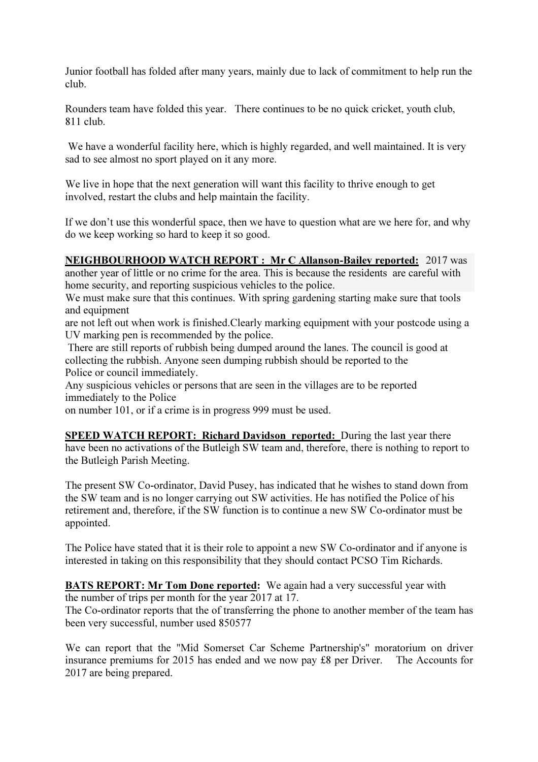Junior football has folded after many years, mainly due to lack of commitment to help run the club.

Rounders team have folded this year. There continues to be no quick cricket, youth club, 811 club.

We have a wonderful facility here, which is highly regarded, and well maintained. It is very sad to see almost no sport played on it any more.

We live in hope that the next generation will want this facility to thrive enough to get involved, restart the clubs and help maintain the facility.

If we don't use this wonderful space, then we have to question what are we here for, and why do we keep working so hard to keep it so good.

**NEIGHBOURHOOD WATCH REPORT : Mr C Allanson-Bailey reported:** 2017 was another year of little or no crime for the area. This is because the residents are careful with home security, and reporting suspicious vehicles to the police.
We must make sure that this continues. With spring gardening starting make sure that tools and equipment
are not left out when work is finished.Clearly marking equipment with your postcode using a UV marking pen is recommended by the police.
There are still reports of rubbish being dumped around the lanes. The council is good at collecting the rubbish. Anyone seen dumping rubbish should be reported to the
Police or council immediately.
Any suspicious vehicles or persons that are seen in the villages are to be reported immediately to the Police
on number 101, or if a crime is in progress 999 must be used.

**SPEED WATCH REPORT: Richard Davidson reported:** During the last year there have been no activations of the Butleigh SW team and, therefore, there is nothing to report to the Butleigh Parish Meeting.

The present SW Co-ordinator, David Pusey, has indicated that he wishes to stand down from the SW team and is no longer carrying out SW activities. He has notified the Police of his retirement and, therefore, if the SW function is to continue a new SW Co-ordinator must be appointed.

The Police have stated that it is their role to appoint a new SW Co-ordinator and if anyone is interested in taking on this responsibility that they should contact PCSO Tim Richards.

**BATS REPORT: Mr Tom Done reported:** We again had a very successful year with the number of trips per month for the year 2017 at 17.
The Co-ordinator reports that the of transferring the phone to another member of the team has been very successful, number used 850577

We can report that the "Mid Somerset Car Scheme Partnership's" moratorium on driver insurance premiums for 2015 has ended and we now pay £8 per Driver. The Accounts for 2017 are being prepared.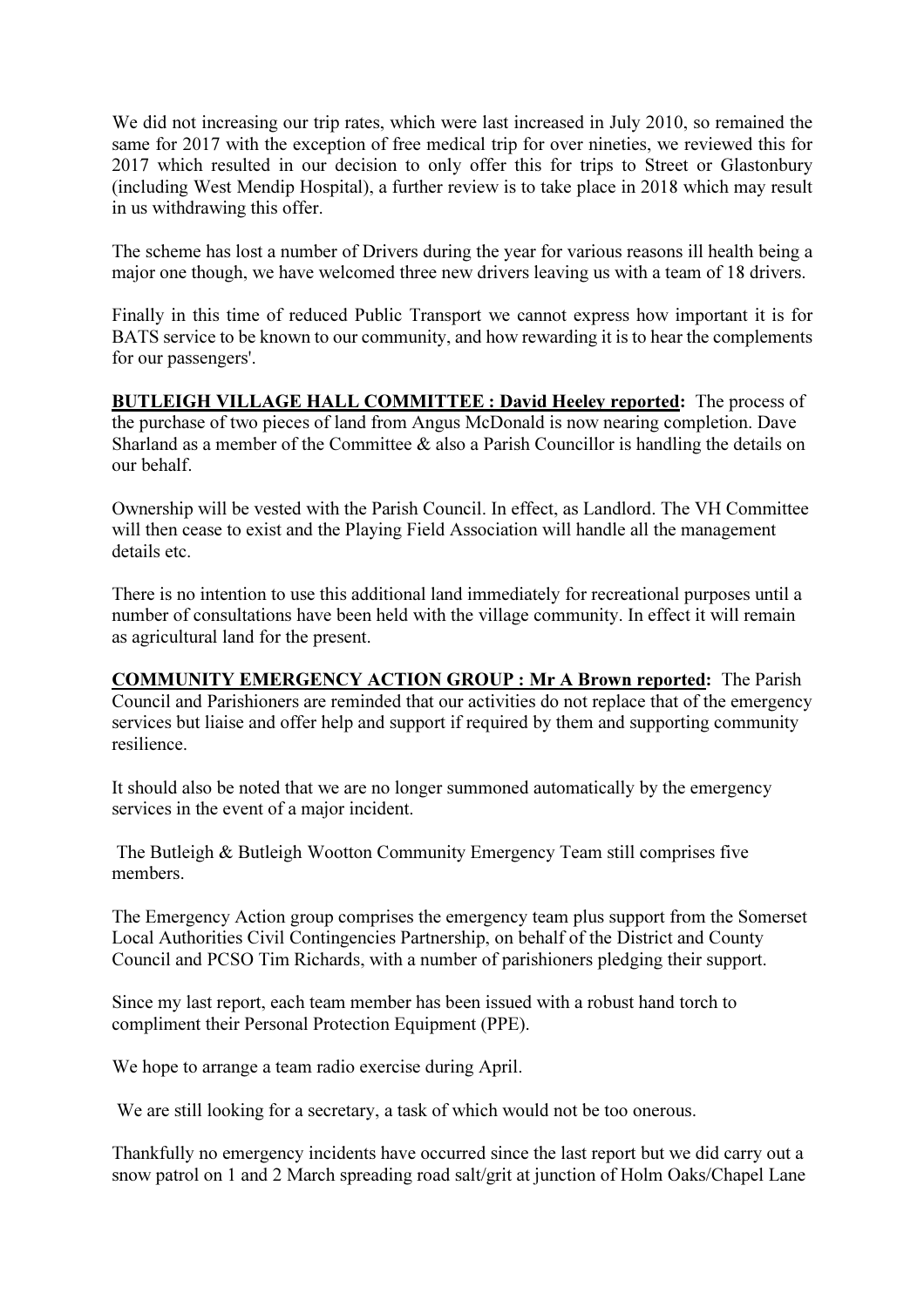We did not increasing our trip rates, which were last increased in July 2010, so remained the same for 2017 with the exception of free medical trip for over nineties, we reviewed this for 2017 which resulted in our decision to only offer this for trips to Street or Glastonbury (including West Mendip Hospital), a further review is to take place in 2018 which may result in us withdrawing this offer.

The scheme has lost a number of Drivers during the year for various reasons ill health being a major one though, we have welcomed three new drivers leaving us with a team of 18 drivers.

Finally in this time of reduced Public Transport we cannot express how important it is for BATS service to be known to our community, and how rewarding it is to hear the complements for our passengers'.

**BUTLEIGH VILLAGE HALL COMMITTEE : David Heeley reported:** The process of the purchase of two pieces of land from Angus McDonald is now nearing completion. Dave Sharland as a member of the Committee & also a Parish Councillor is handling the details on our behalf.

Ownership will be vested with the Parish Council. In effect, as Landlord. The VH Committee will then cease to exist and the Playing Field Association will handle all the management details etc.

There is no intention to use this additional land immediately for recreational purposes until a number of consultations have been held with the village community. In effect it will remain as agricultural land for the present.

**COMMUNITY EMERGENCY ACTION GROUP : Mr A Brown reported:** The Parish Council and Parishioners are reminded that our activities do not replace that of the emergency services but liaise and offer help and support if required by them and supporting community resilience.

It should also be noted that we are no longer summoned automatically by the emergency services in the event of a major incident.

The Butleigh & Butleigh Wootton Community Emergency Team still comprises five members.

The Emergency Action group comprises the emergency team plus support from the Somerset Local Authorities Civil Contingencies Partnership, on behalf of the District and County Council and PCSO Tim Richards, with a number of parishioners pledging their support.

Since my last report, each team member has been issued with a robust hand torch to compliment their Personal Protection Equipment (PPE).

We hope to arrange a team radio exercise during April.

We are still looking for a secretary, a task of which would not be too onerous.

Thankfully no emergency incidents have occurred since the last report but we did carry out a snow patrol on 1 and 2 March spreading road salt/grit at junction of Holm Oaks/Chapel Lane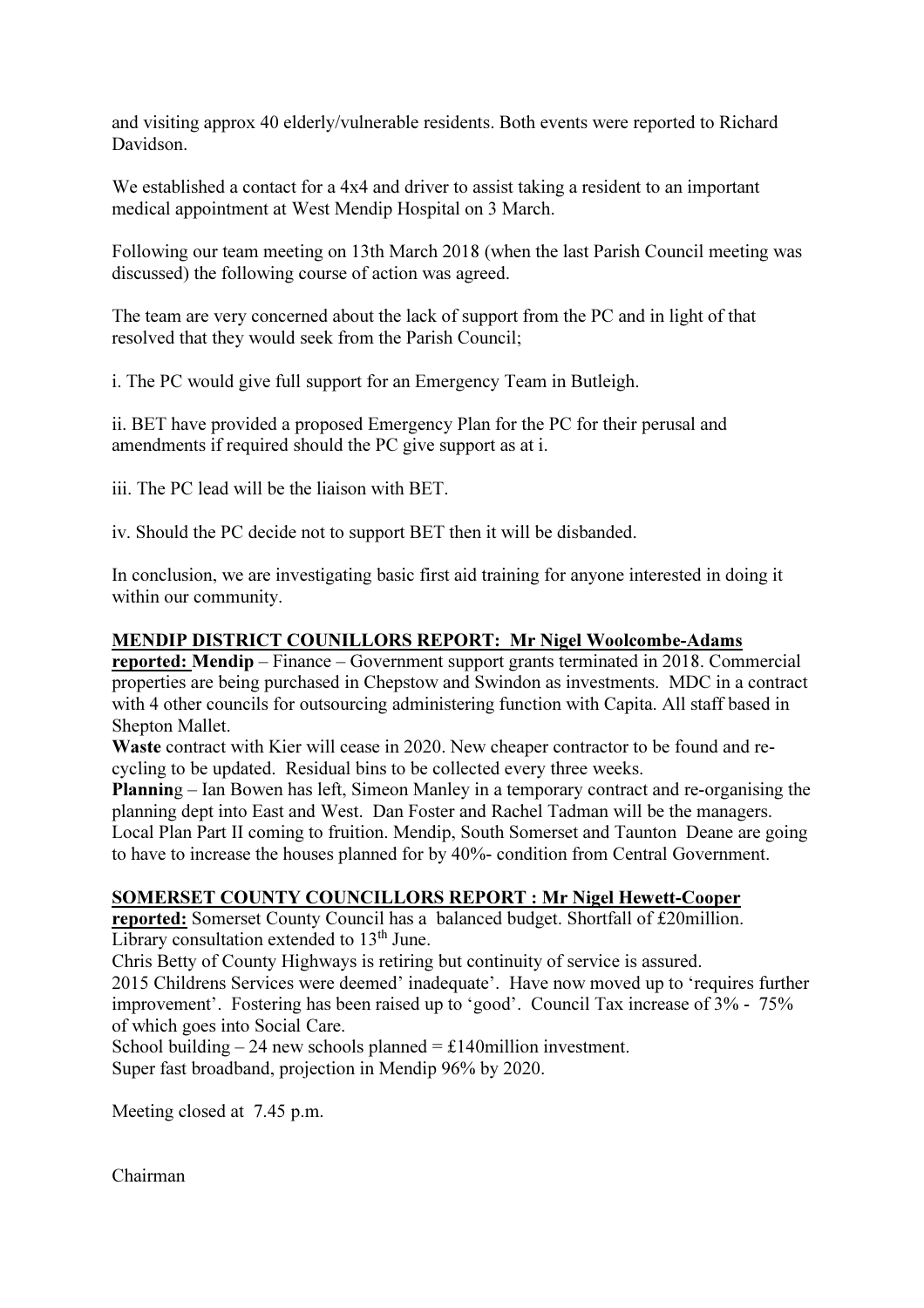and visiting approx 40 elderly/vulnerable residents. Both events were reported to Richard Davidson.

We established a contact for a 4x4 and driver to assist taking a resident to an important medical appointment at West Mendip Hospital on 3 March.

Following our team meeting on 13th March 2018 (when the last Parish Council meeting was discussed) the following course of action was agreed.

The team are very concerned about the lack of support from the PC and in light of that resolved that they would seek from the Parish Council;

i. The PC would give full support for an Emergency Team in Butleigh.

ii. BET have provided a proposed Emergency Plan for the PC for their perusal and amendments if required should the PC give support as at i.

iii. The PC lead will be the liaison with BET.

iv. Should the PC decide not to support BET then it will be disbanded.

In conclusion, we are investigating basic first aid training for anyone interested in doing it within our community.

**MENDIP DISTRICT COUNILLORS REPORT: Mr Nigel Woolcombe-Adams reported:** **Mendip** – Finance – Government support grants terminated in 2018. Commercial properties are being purchased in Chepstow and Swindon as investments. MDC in a contract with 4 other councils for outsourcing administering function with Capita. All staff based in Shepton Mallet.

**Waste** contract with Kier will cease in 2020. New cheaper contractor to be found and re-cycling to be updated. Residual bins to be collected every three weeks.

**Plannin**g – Ian Bowen has left, Simeon Manley in a temporary contract and re-organising the planning dept into East and West. Dan Foster and Rachel Tadman will be the managers. Local Plan Part II coming to fruition. Mendip, South Somerset and Taunton Deane are going to have to increase the houses planned for by 40%- condition from Central Government.

**SOMERSET COUNTY COUNCILLORS REPORT : Mr Nigel Hewett-Cooper reported:** Somerset County Council has a balanced budget. Shortfall of £20million. Library consultation extended to 13th June.

Chris Betty of County Highways is retiring but continuity of service is assured.

2015 Childrens Services were deemed' inadequate'. Have now moved up to 'requires further improvement'. Fostering has been raised up to 'good'. Council Tax increase of 3% - 75% of which goes into Social Care.

School building – 24 new schools planned = £140million investment.

Super fast broadband, projection in Mendip 96% by 2020.

Meeting closed at 7.45 p.m.

Chairman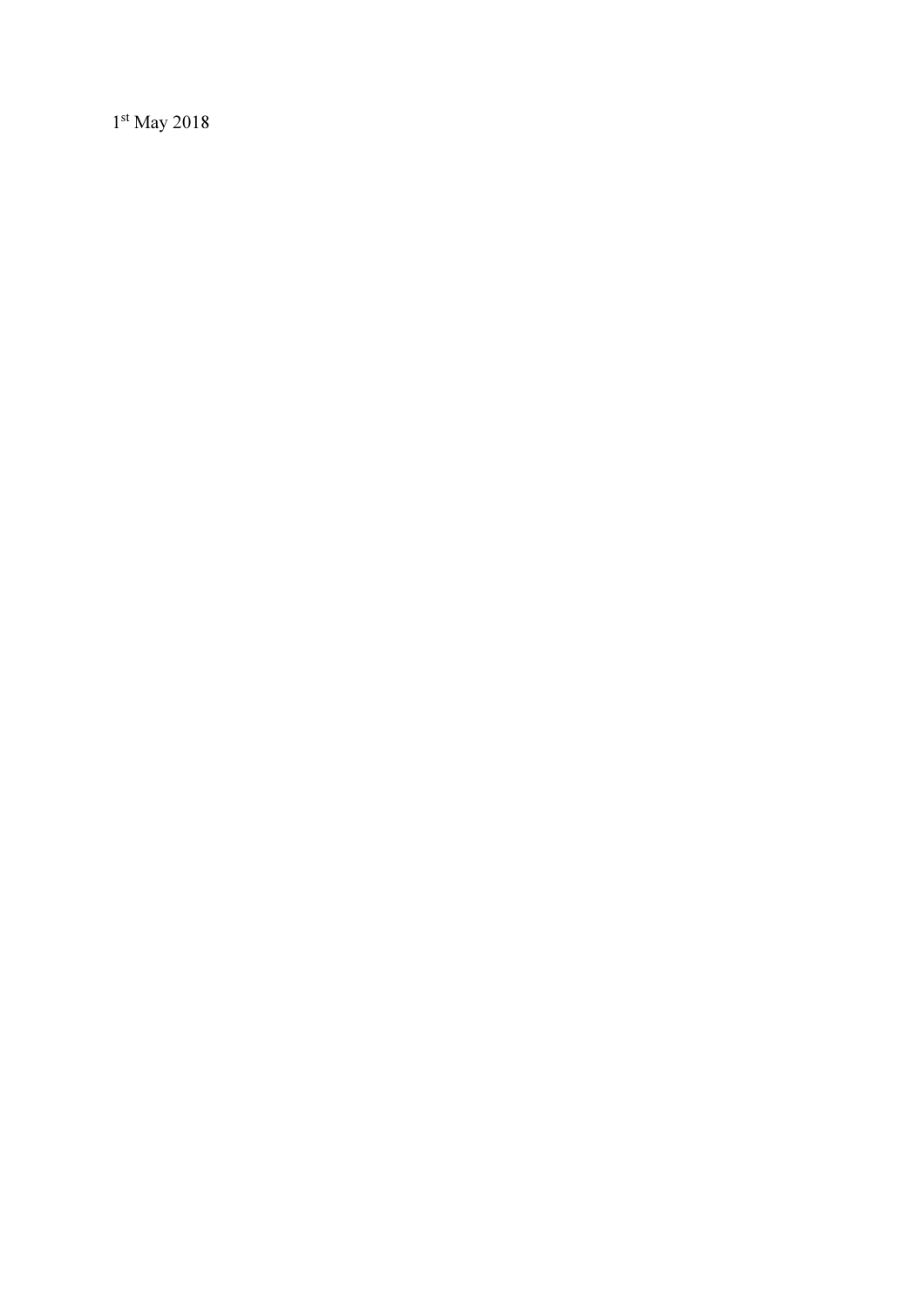1st May 2018